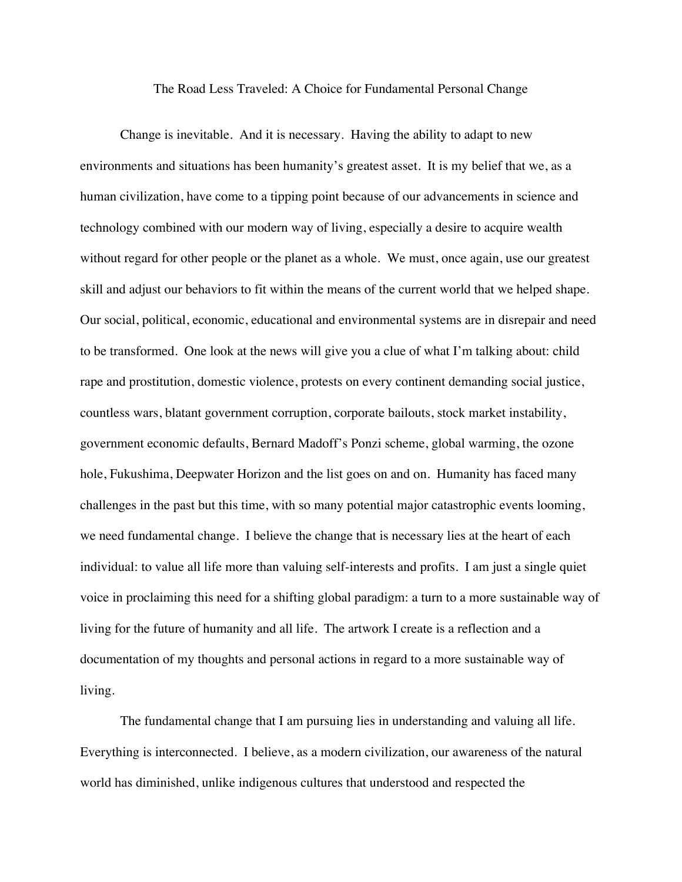# The Road Less Traveled: A Choice for Fundamental Personal Change

Change is inevitable. And it is necessary. Having the ability to adapt to new environments and situations has been humanity's greatest asset. It is my belief that we, as a human civilization, have come to a tipping point because of our advancements in science and technology combined with our modern way of living, especially a desire to acquire wealth without regard for other people or the planet as a whole. We must, once again, use our greatest skill and adjust our behaviors to fit within the means of the current world that we helped shape. Our social, political, economic, educational and environmental systems are in disrepair and need to be transformed. One look at the news will give you a clue of what I'm talking about: child rape and prostitution, domestic violence, protests on every continent demanding social justice, countless wars, blatant government corruption, corporate bailouts, stock market instability, government economic defaults, Bernard Madoff's Ponzi scheme, global warming, the ozone hole, Fukushima, Deepwater Horizon and the list goes on and on. Humanity has faced many challenges in the past but this time, with so many potential major catastrophic events looming, we need fundamental change. I believe the change that is necessary lies at the heart of each individual: to value all life more than valuing self-interests and profits. I am just a single quiet voice in proclaiming this need for a shifting global paradigm: a turn to a more sustainable way of living for the future of humanity and all life. The artwork I create is a reflection and a documentation of my thoughts and personal actions in regard to a more sustainable way of living.

The fundamental change that I am pursuing lies in understanding and valuing all life. Everything is interconnected. I believe, as a modern civilization, our awareness of the natural world has diminished, unlike indigenous cultures that understood and respected the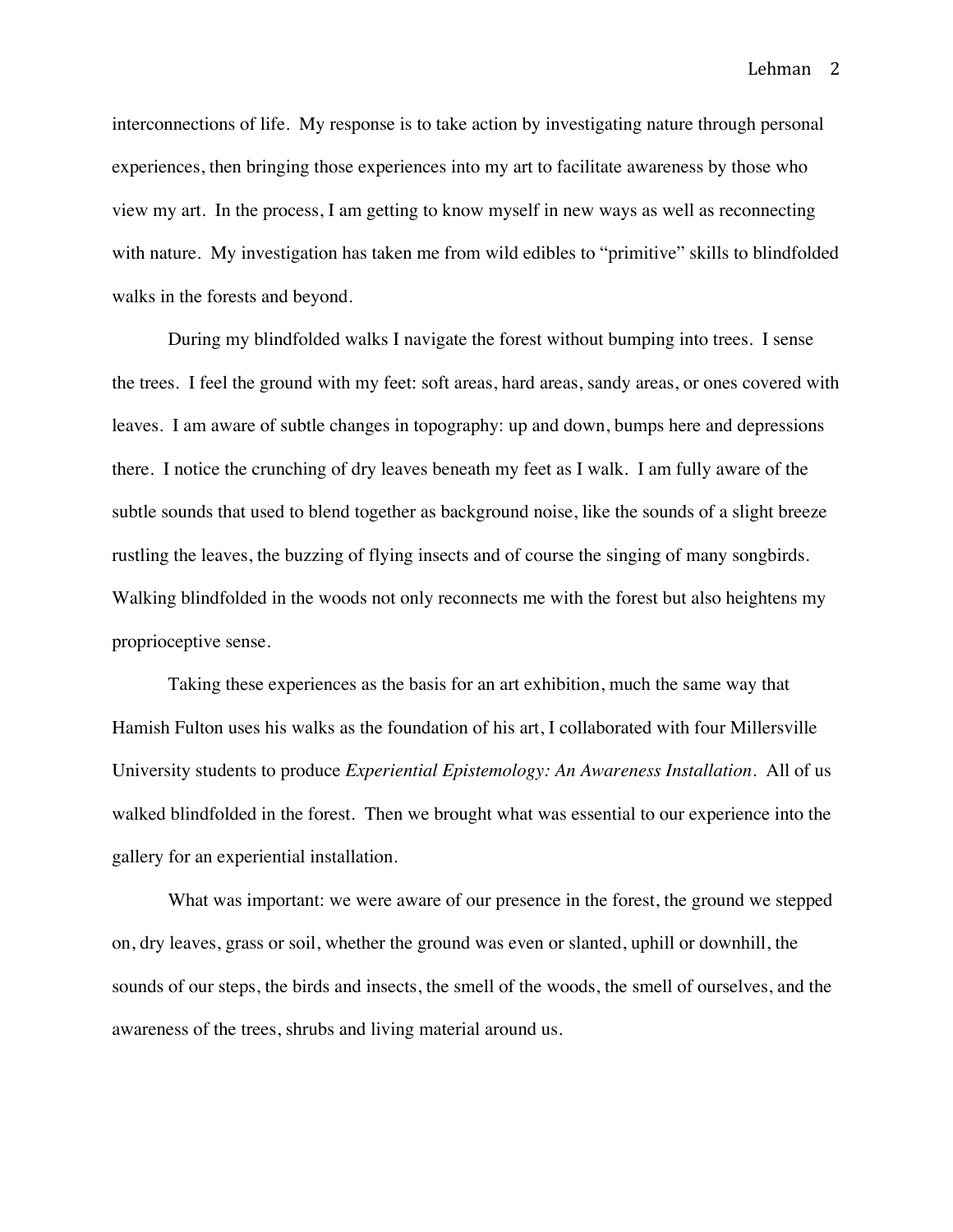interconnections of life. My response is to take action by investigating nature through personal experiences, then bringing those experiences into my art to facilitate awareness by those who view my art. In the process, I am getting to know myself in new ways as well as reconnecting with nature. My investigation has taken me from wild edibles to "primitive" skills to blindfolded walks in the forests and beyond.

During my blindfolded walks I navigate the forest without bumping into trees. I sense the trees. I feel the ground with my feet: soft areas, hard areas, sandy areas, or ones covered with leaves. I am aware of subtle changes in topography: up and down, bumps here and depressions there. I notice the crunching of dry leaves beneath my feet as I walk. I am fully aware of the subtle sounds that used to blend together as background noise, like the sounds of a slight breeze rustling the leaves, the buzzing of flying insects and of course the singing of many songbirds. Walking blindfolded in the woods not only reconnects me with the forest but also heightens my proprioceptive sense.

Taking these experiences as the basis for an art exhibition, much the same way that Hamish Fulton uses his walks as the foundation of his art, I collaborated with four Millersville University students to produce *Experiential Epistemology: An Awareness Installation*. All of us walked blindfolded in the forest. Then we brought what was essential to our experience into the gallery for an experiential installation.

What was important: we were aware of our presence in the forest, the ground we stepped on, dry leaves, grass or soil, whether the ground was even or slanted, uphill or downhill, the sounds of our steps, the birds and insects, the smell of the woods, the smell of ourselves, and the awareness of the trees, shrubs and living material around us.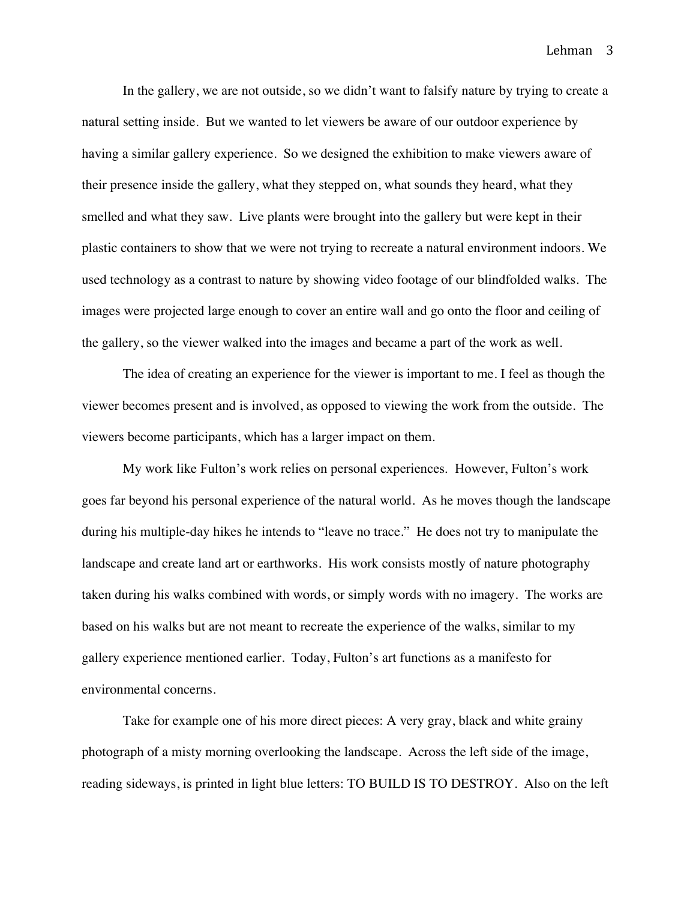In the gallery, we are not outside, so we didn't want to falsify nature by trying to create a natural setting inside. But we wanted to let viewers be aware of our outdoor experience by having a similar gallery experience. So we designed the exhibition to make viewers aware of their presence inside the gallery, what they stepped on, what sounds they heard, what they smelled and what they saw. Live plants were brought into the gallery but were kept in their plastic containers to show that we were not trying to recreate a natural environment indoors. We used technology as a contrast to nature by showing video footage of our blindfolded walks. The images were projected large enough to cover an entire wall and go onto the floor and ceiling of the gallery, so the viewer walked into the images and became a part of the work as well.

The idea of creating an experience for the viewer is important to me. I feel as though the viewer becomes present and is involved, as opposed to viewing the work from the outside. The viewers become participants, which has a larger impact on them.

My work like Fulton's work relies on personal experiences. However, Fulton's work goes far beyond his personal experience of the natural world. As he moves though the landscape during his multiple-day hikes he intends to "leave no trace." He does not try to manipulate the landscape and create land art or earthworks. His work consists mostly of nature photography taken during his walks combined with words, or simply words with no imagery. The works are based on his walks but are not meant to recreate the experience of the walks, similar to my gallery experience mentioned earlier. Today, Fulton's art functions as a manifesto for environmental concerns.

Take for example one of his more direct pieces: A very gray, black and white grainy photograph of a misty morning overlooking the landscape. Across the left side of the image, reading sideways, is printed in light blue letters: TO BUILD IS TO DESTROY. Also on the left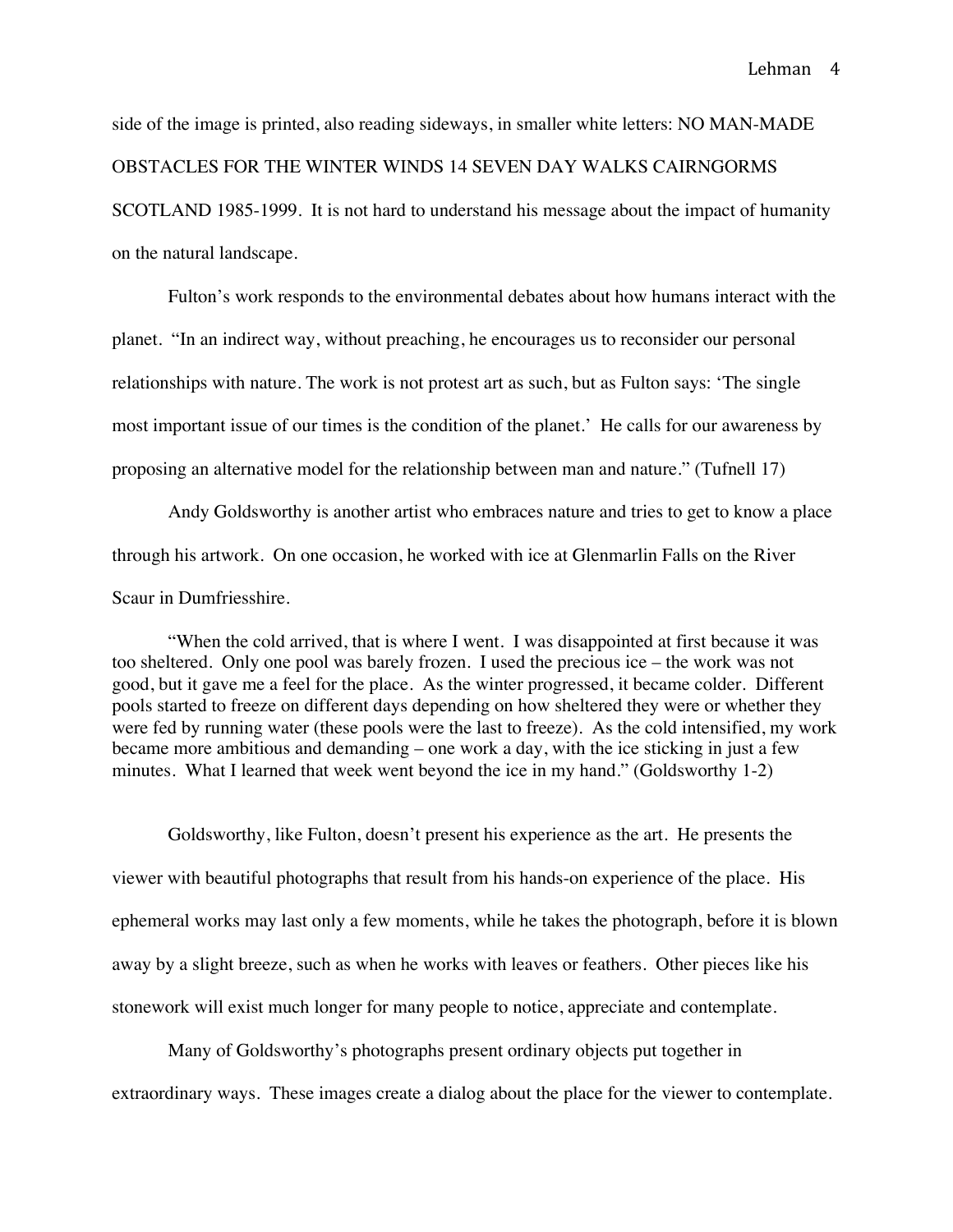side of the image is printed, also reading sideways, in smaller white letters: NO MAN-MADE OBSTACLES FOR THE WINTER WINDS 14 SEVEN DAY WALKS CAIRNGORMS SCOTLAND 1985-1999. It is not hard to understand his message about the impact of humanity on the natural landscape.

Fulton's work responds to the environmental debates about how humans interact with the planet. "In an indirect way, without preaching, he encourages us to reconsider our personal relationships with nature. The work is not protest art as such, but as Fulton says: 'The single most important issue of our times is the condition of the planet.' He calls for our awareness by proposing an alternative model for the relationship between man and nature." (Tufnell 17)

Andy Goldsworthy is another artist who embraces nature and tries to get to know a place through his artwork. On one occasion, he worked with ice at Glenmarlin Falls on the River Scaur in Dumfriesshire.

> "When the cold arrived, that is where I went. I was disappointed at first because it was too sheltered. Only one pool was barely frozen. I used the precious ice – the work was not good, but it gave me a feel for the place. As the winter progressed, it became colder. Different pools started to freeze on different days depending on how sheltered they were or whether they were fed by running water (these pools were the last to freeze). As the cold intensified, my work became more ambitious and demanding – one work a day, with the ice sticking in just a few minutes. What I learned that week went beyond the ice in my hand." (Goldsworthy 1-2)

Goldsworthy, like Fulton, doesn't present his experience as the art. He presents the viewer with beautiful photographs that result from his hands-on experience of the place. His ephemeral works may last only a few moments, while he takes the photograph, before it is blown away by a slight breeze, such as when he works with leaves or feathers. Other pieces like his stonework will exist much longer for many people to notice, appreciate and contemplate.

Many of Goldsworthy's photographs present ordinary objects put together in extraordinary ways. These images create a dialog about the place for the viewer to contemplate.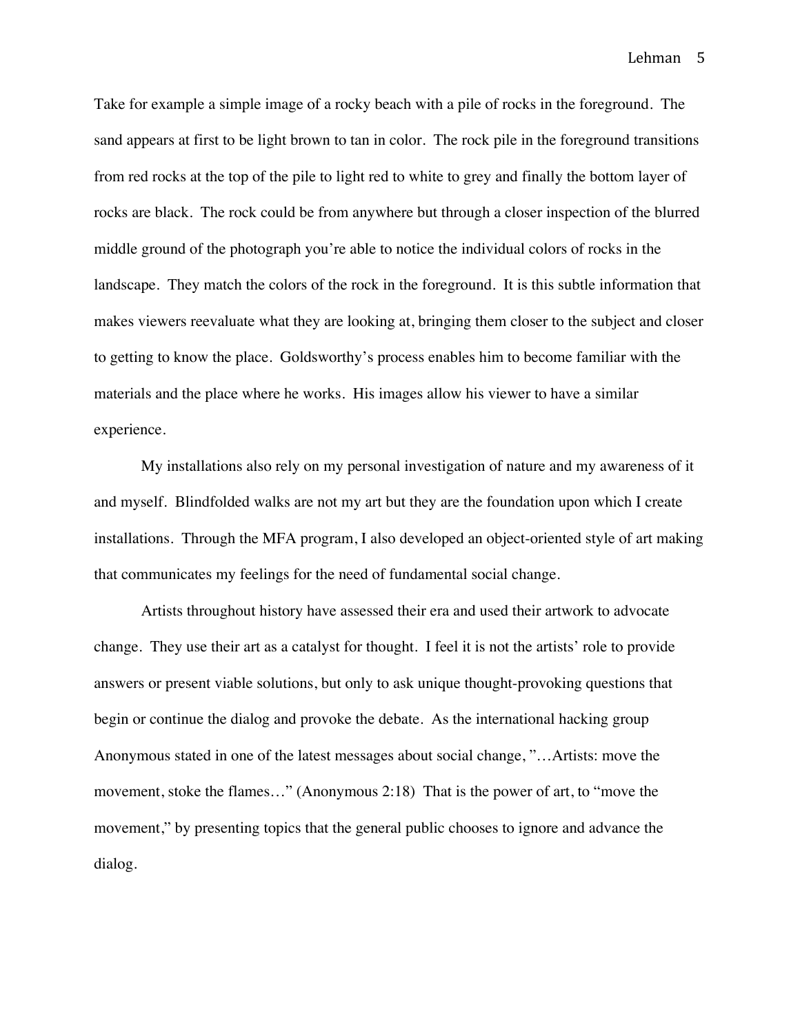Take for example a simple image of a rocky beach with a pile of rocks in the foreground. The sand appears at first to be light brown to tan in color. The rock pile in the foreground transitions from red rocks at the top of the pile to light red to white to grey and finally the bottom layer of rocks are black. The rock could be from anywhere but through a closer inspection of the blurred middle ground of the photograph you're able to notice the individual colors of rocks in the landscape. They match the colors of the rock in the foreground. It is this subtle information that makes viewers reevaluate what they are looking at, bringing them closer to the subject and closer to getting to know the place. Goldsworthy's process enables him to become familiar with the materials and the place where he works. His images allow his viewer to have a similar experience.

My installations also rely on my personal investigation of nature and my awareness of it and myself. Blindfolded walks are not my art but they are the foundation upon which I create installations. Through the MFA program, I also developed an object-oriented style of art making that communicates my feelings for the need of fundamental social change.

Artists throughout history have assessed their era and used their artwork to advocate change. They use their art as a catalyst for thought. I feel it is not the artists' role to provide answers or present viable solutions, but only to ask unique thought-provoking questions that begin or continue the dialog and provoke the debate. As the international hacking group Anonymous stated in one of the latest messages about social change, "…Artists: move the movement, stoke the flames…" (Anonymous 2:18) That is the power of art, to "move the movement," by presenting topics that the general public chooses to ignore and advance the dialog.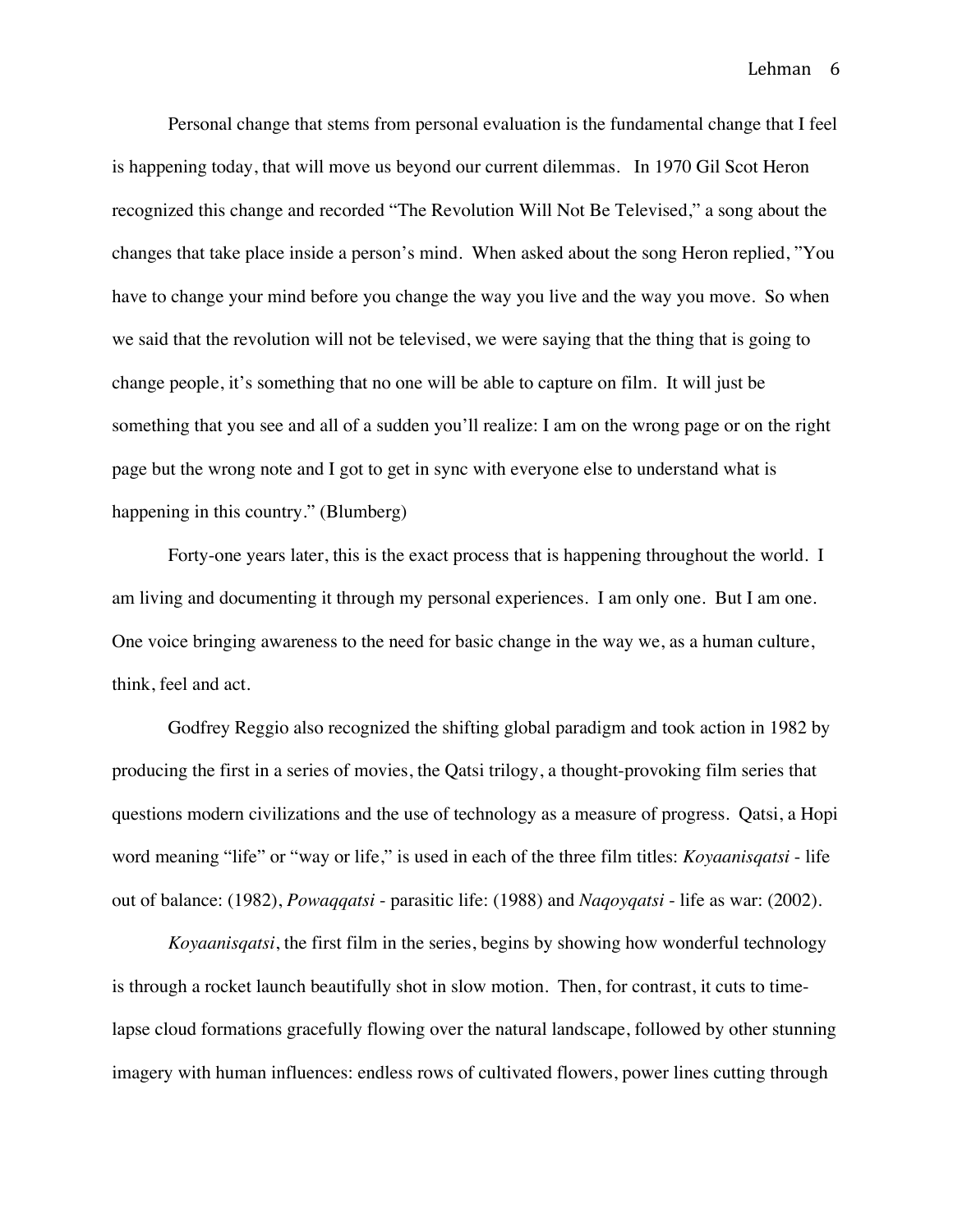Personal change that stems from personal evaluation is the fundamental change that I feel is happening today, that will move us beyond our current dilemmas. In 1970 Gil Scot Heron recognized this change and recorded "The Revolution Will Not Be Televised," a song about the changes that take place inside a person's mind. When asked about the song Heron replied, "You have to change your mind before you change the way you live and the way you move. So when we said that the revolution will not be televised, we were saying that the thing that is going to change people, it's something that no one will be able to capture on film. It will just be something that you see and all of a sudden you'll realize: I am on the wrong page or on the right page but the wrong note and I got to get in sync with everyone else to understand what is happening in this country." (Blumberg)

Forty-one years later, this is the exact process that is happening throughout the world. I am living and documenting it through my personal experiences. I am only one. But I am one. One voice bringing awareness to the need for basic change in the way we, as a human culture, think, feel and act.

Godfrey Reggio also recognized the shifting global paradigm and took action in 1982 by producing the first in a series of movies, the Qatsi trilogy, a thought-provoking film series that questions modern civilizations and the use of technology as a measure of progress. Qatsi, a Hopi word meaning "life" or "way or life," is used in each of the three film titles: *Koyaanisqatsi* - life out of balance: (1982), *Powaqqatsi* - parasitic life: (1988) and *Naqoyqatsi* - life as war: (2002).

*Koyaanisqatsi*, the first film in the series, begins by showing how wonderful technology is through a rocket launch beautifully shot in slow motion. Then, for contrast, it cuts to time-lapse cloud formations gracefully flowing over the natural landscape, followed by other stunning imagery with human influences: endless rows of cultivated flowers, power lines cutting through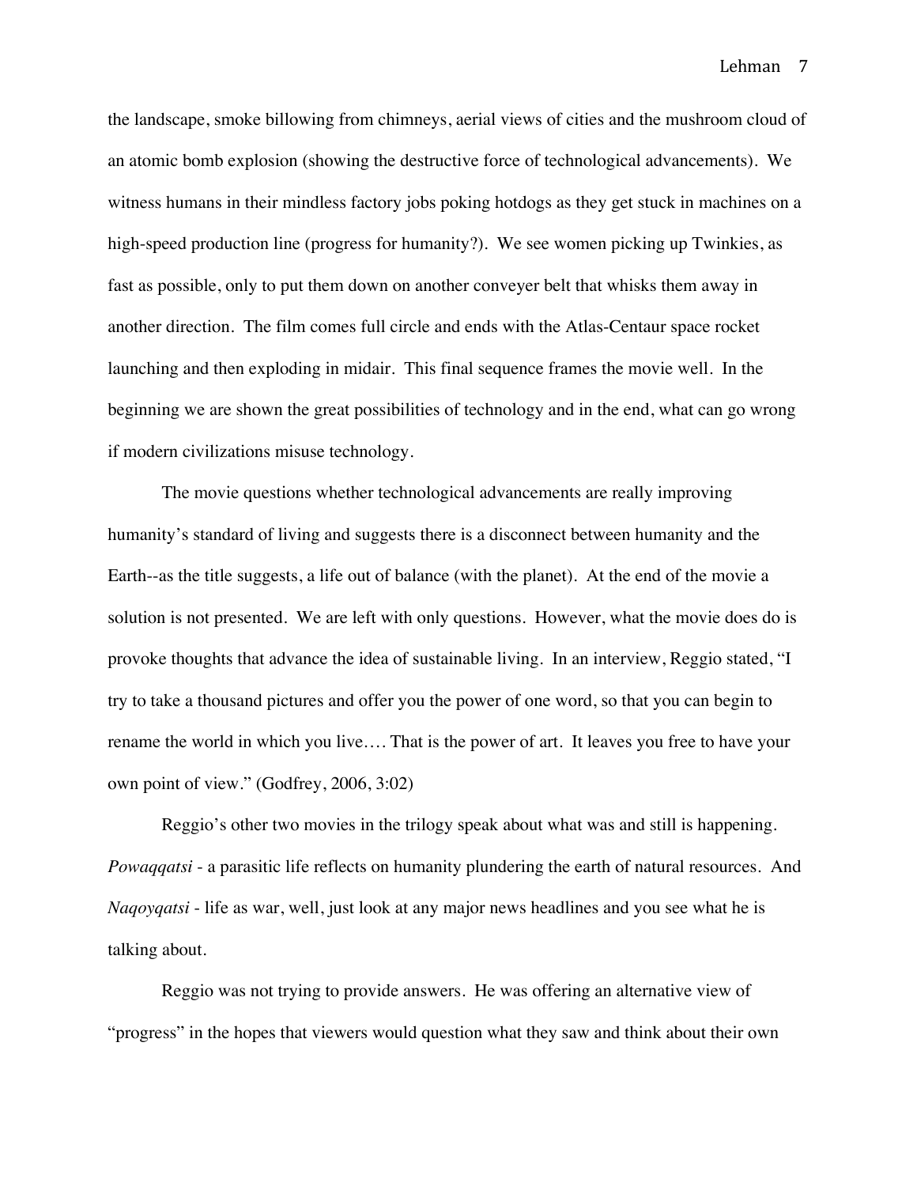the landscape, smoke billowing from chimneys, aerial views of cities and the mushroom cloud of an atomic bomb explosion (showing the destructive force of technological advancements). We witness humans in their mindless factory jobs poking hotdogs as they get stuck in machines on a high-speed production line (progress for humanity?). We see women picking up Twinkies, as fast as possible, only to put them down on another conveyer belt that whisks them away in another direction. The film comes full circle and ends with the Atlas-Centaur space rocket launching and then exploding in midair. This final sequence frames the movie well. In the beginning we are shown the great possibilities of technology and in the end, what can go wrong if modern civilizations misuse technology.

The movie questions whether technological advancements are really improving humanity's standard of living and suggests there is a disconnect between humanity and the Earth--as the title suggests, a life out of balance (with the planet). At the end of the movie a solution is not presented. We are left with only questions. However, what the movie does do is provoke thoughts that advance the idea of sustainable living. In an interview, Reggio stated, "I try to take a thousand pictures and offer you the power of one word, so that you can begin to rename the world in which you live…. That is the power of art. It leaves you free to have your own point of view." (Godfrey, 2006, 3:02)

Reggio's other two movies in the trilogy speak about what was and still is happening. *Powaqqatsi* - a parasitic life reflects on humanity plundering the earth of natural resources. And *Naqoyqatsi* - life as war, well, just look at any major news headlines and you see what he is talking about.

Reggio was not trying to provide answers. He was offering an alternative view of "progress" in the hopes that viewers would question what they saw and think about their own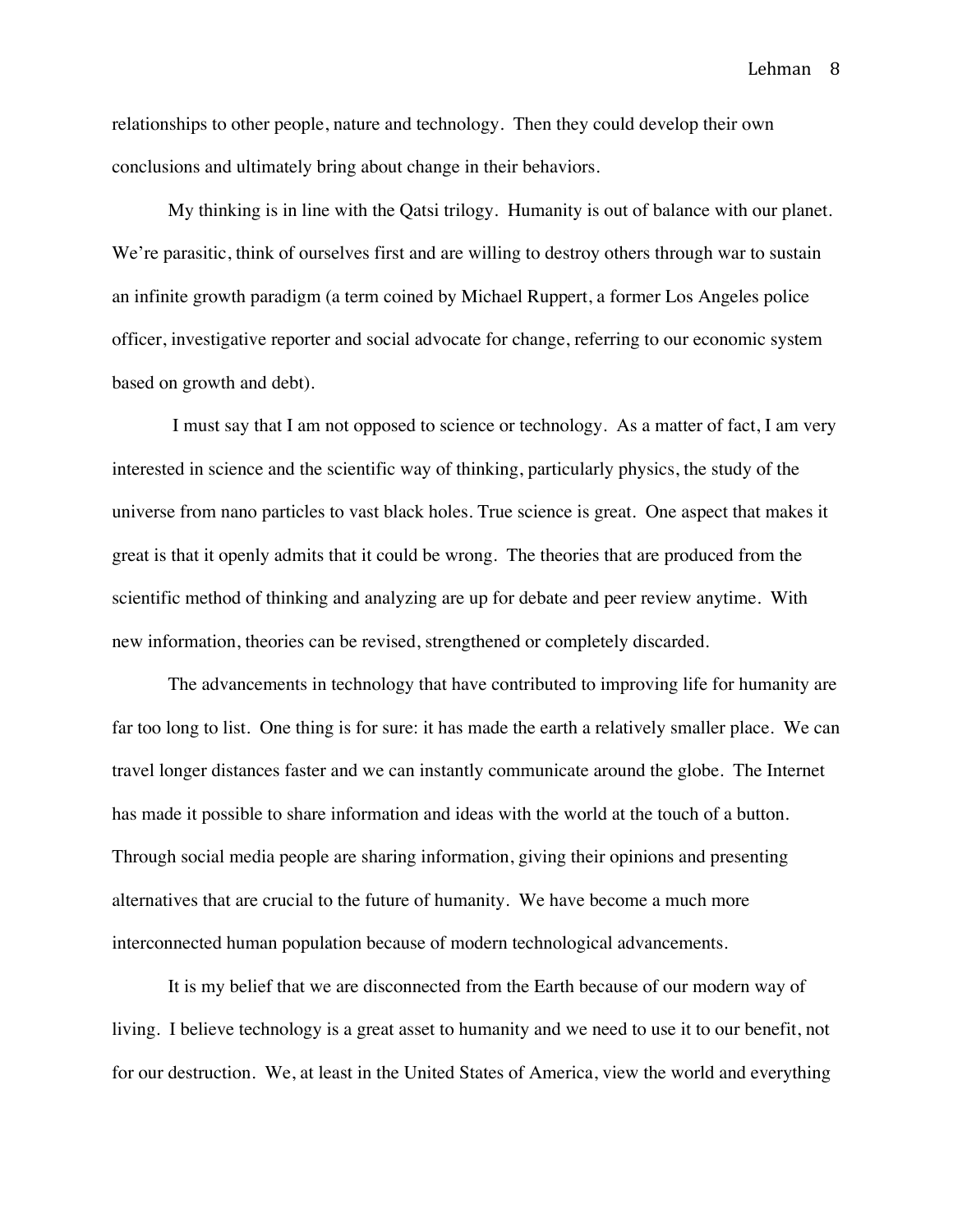relationships to other people, nature and technology. Then they could develop their own conclusions and ultimately bring about change in their behaviors.

My thinking is in line with the Qatsi trilogy. Humanity is out of balance with our planet. We're parasitic, think of ourselves first and are willing to destroy others through war to sustain an infinite growth paradigm (a term coined by Michael Ruppert, a former Los Angeles police officer, investigative reporter and social advocate for change, referring to our economic system based on growth and debt).

I must say that I am not opposed to science or technology. As a matter of fact, I am very interested in science and the scientific way of thinking, particularly physics, the study of the universe from nano particles to vast black holes. True science is great. One aspect that makes it great is that it openly admits that it could be wrong. The theories that are produced from the scientific method of thinking and analyzing are up for debate and peer review anytime. With new information, theories can be revised, strengthened or completely discarded.

The advancements in technology that have contributed to improving life for humanity are far too long to list. One thing is for sure: it has made the earth a relatively smaller place. We can travel longer distances faster and we can instantly communicate around the globe. The Internet has made it possible to share information and ideas with the world at the touch of a button. Through social media people are sharing information, giving their opinions and presenting alternatives that are crucial to the future of humanity. We have become a much more interconnected human population because of modern technological advancements.

It is my belief that we are disconnected from the Earth because of our modern way of living. I believe technology is a great asset to humanity and we need to use it to our benefit, not for our destruction. We, at least in the United States of America, view the world and everything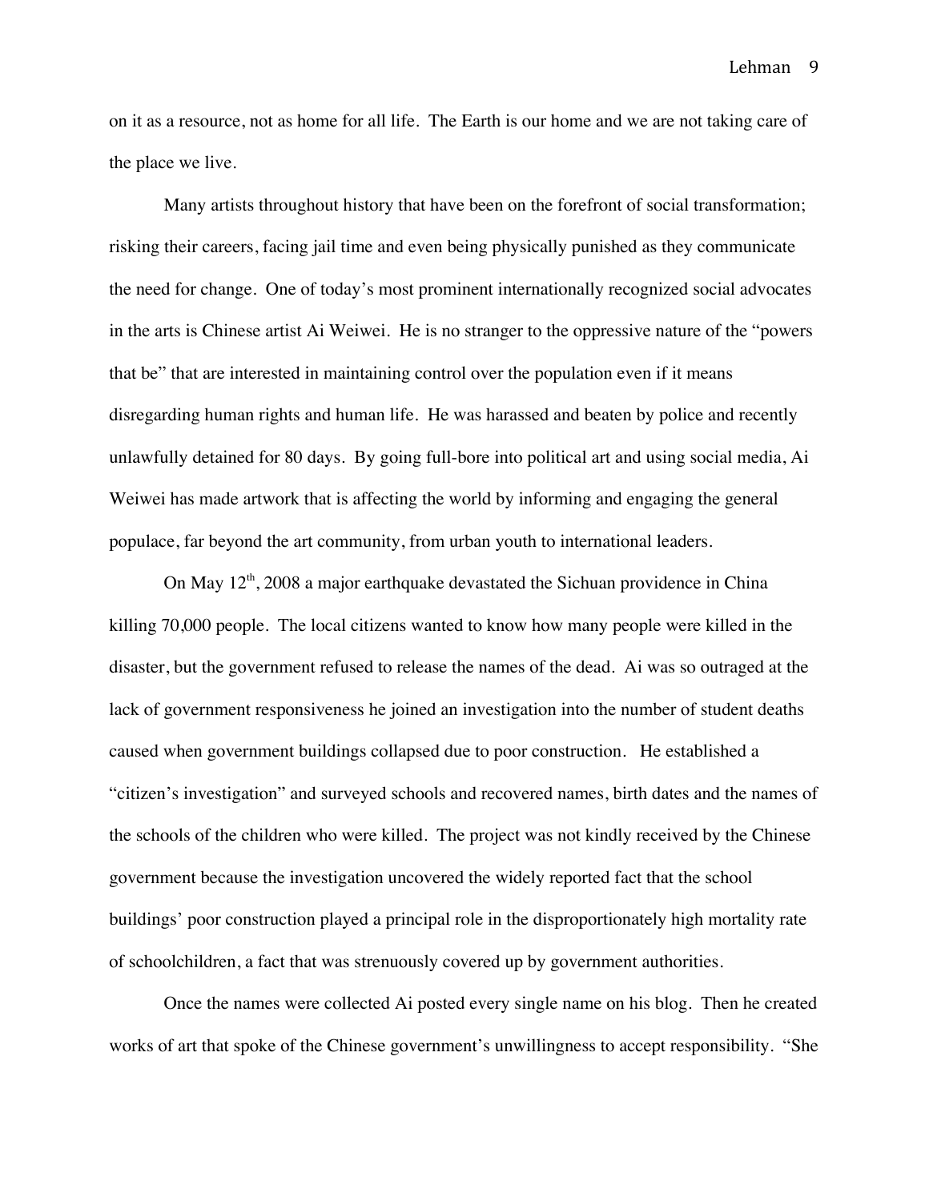on it as a resource, not as home for all life. The Earth is our home and we are not taking care of the place we live.

Many artists throughout history that have been on the forefront of social transformation; risking their careers, facing jail time and even being physically punished as they communicate the need for change. One of today's most prominent internationally recognized social advocates in the arts is Chinese artist Ai Weiwei. He is no stranger to the oppressive nature of the "powers that be" that are interested in maintaining control over the population even if it means disregarding human rights and human life. He was harassed and beaten by police and recently unlawfully detained for 80 days. By going full-bore into political art and using social media, Ai Weiwei has made artwork that is affecting the world by informing and engaging the general populace, far beyond the art community, from urban youth to international leaders.

On May 12th, 2008 a major earthquake devastated the Sichuan providence in China killing 70,000 people. The local citizens wanted to know how many people were killed in the disaster, but the government refused to release the names of the dead. Ai was so outraged at the lack of government responsiveness he joined an investigation into the number of student deaths caused when government buildings collapsed due to poor construction. He established a "citizen's investigation" and surveyed schools and recovered names, birth dates and the names of the schools of the children who were killed. The project was not kindly received by the Chinese government because the investigation uncovered the widely reported fact that the school buildings' poor construction played a principal role in the disproportionately high mortality rate of schoolchildren, a fact that was strenuously covered up by government authorities.

Once the names were collected Ai posted every single name on his blog. Then he created works of art that spoke of the Chinese government's unwillingness to accept responsibility. "She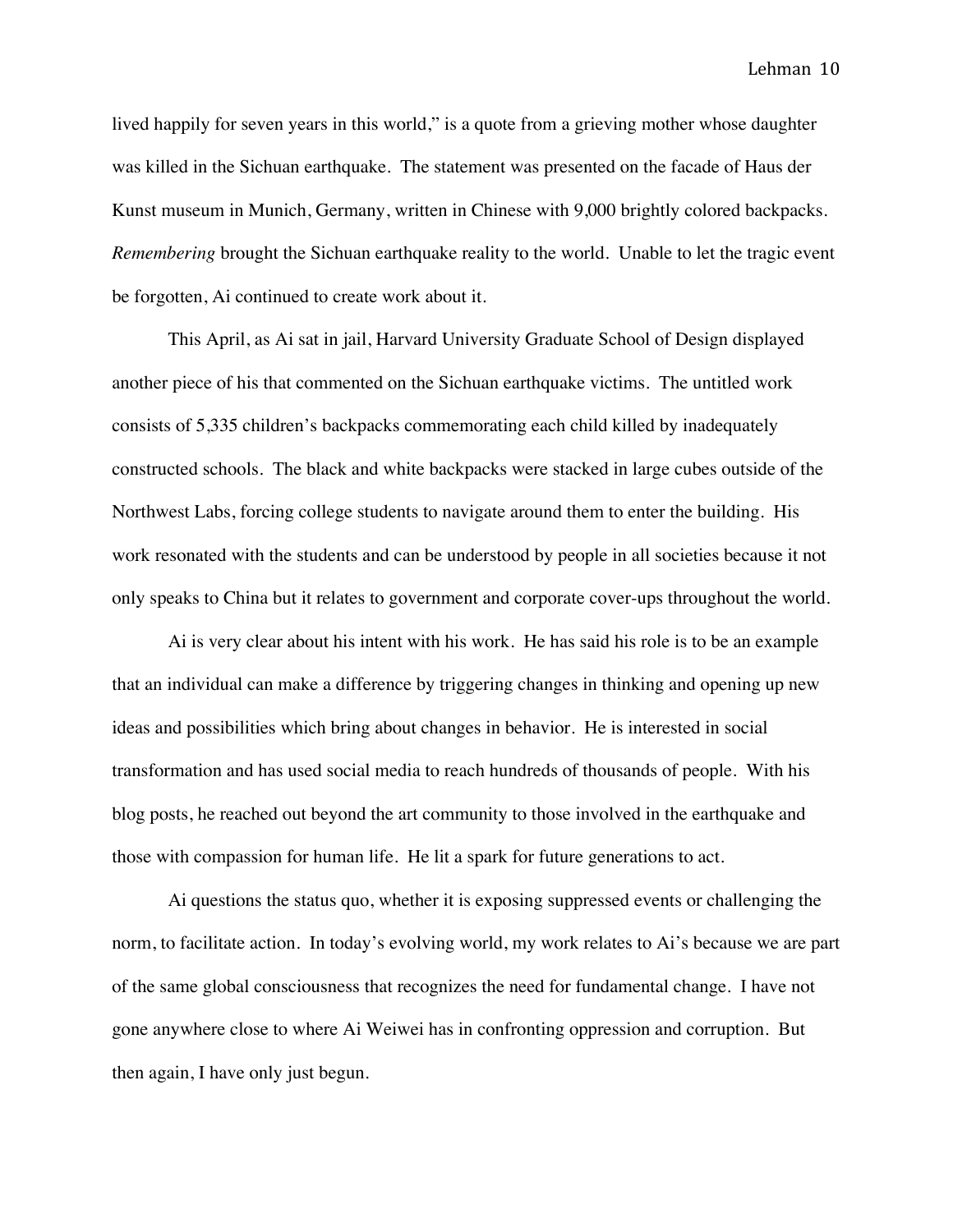lived happily for seven years in this world," is a quote from a grieving mother whose daughter was killed in the Sichuan earthquake. The statement was presented on the facade of Haus der Kunst museum in Munich, Germany, written in Chinese with 9,000 brightly colored backpacks. *Remembering* brought the Sichuan earthquake reality to the world. Unable to let the tragic event be forgotten, Ai continued to create work about it.

This April, as Ai sat in jail, Harvard University Graduate School of Design displayed another piece of his that commented on the Sichuan earthquake victims. The untitled work consists of 5,335 children's backpacks commemorating each child killed by inadequately constructed schools. The black and white backpacks were stacked in large cubes outside of the Northwest Labs, forcing college students to navigate around them to enter the building. His work resonated with the students and can be understood by people in all societies because it not only speaks to China but it relates to government and corporate cover-ups throughout the world.

Ai is very clear about his intent with his work. He has said his role is to be an example that an individual can make a difference by triggering changes in thinking and opening up new ideas and possibilities which bring about changes in behavior. He is interested in social transformation and has used social media to reach hundreds of thousands of people. With his blog posts, he reached out beyond the art community to those involved in the earthquake and those with compassion for human life. He lit a spark for future generations to act.

Ai questions the status quo, whether it is exposing suppressed events or challenging the norm, to facilitate action. In today's evolving world, my work relates to Ai's because we are part of the same global consciousness that recognizes the need for fundamental change. I have not gone anywhere close to where Ai Weiwei has in confronting oppression and corruption. But then again, I have only just begun.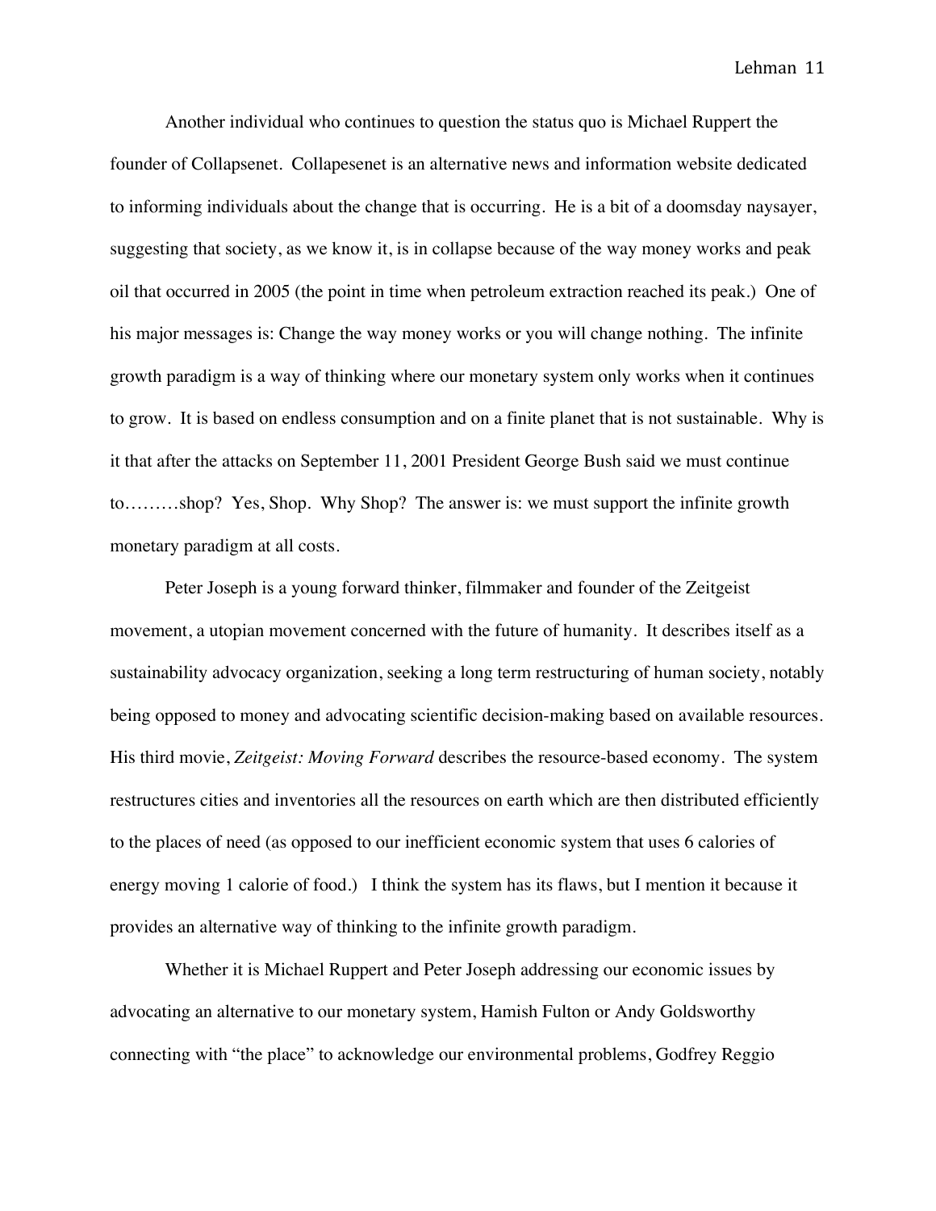Another individual who continues to question the status quo is Michael Ruppert the founder of Collapsenet. Collapesenet is an alternative news and information website dedicated to informing individuals about the change that is occurring. He is a bit of a doomsday naysayer, suggesting that society, as we know it, is in collapse because of the way money works and peak oil that occurred in 2005 (the point in time when petroleum extraction reached its peak.) One of his major messages is: Change the way money works or you will change nothing. The infinite growth paradigm is a way of thinking where our monetary system only works when it continues to grow. It is based on endless consumption and on a finite planet that is not sustainable. Why is it that after the attacks on September 11, 2001 President George Bush said we must continue to………shop? Yes, Shop. Why Shop? The answer is: we must support the infinite growth monetary paradigm at all costs.

Peter Joseph is a young forward thinker, filmmaker and founder of the Zeitgeist movement, a utopian movement concerned with the future of humanity. It describes itself as a sustainability advocacy organization, seeking a long term restructuring of human society, notably being opposed to money and advocating scientific decision-making based on available resources. His third movie, *Zeitgeist: Moving Forward* describes the resource-based economy. The system restructures cities and inventories all the resources on earth which are then distributed efficiently to the places of need (as opposed to our inefficient economic system that uses 6 calories of energy moving 1 calorie of food.) I think the system has its flaws, but I mention it because it provides an alternative way of thinking to the infinite growth paradigm.

Whether it is Michael Ruppert and Peter Joseph addressing our economic issues by advocating an alternative to our monetary system, Hamish Fulton or Andy Goldsworthy connecting with "the place" to acknowledge our environmental problems, Godfrey Reggio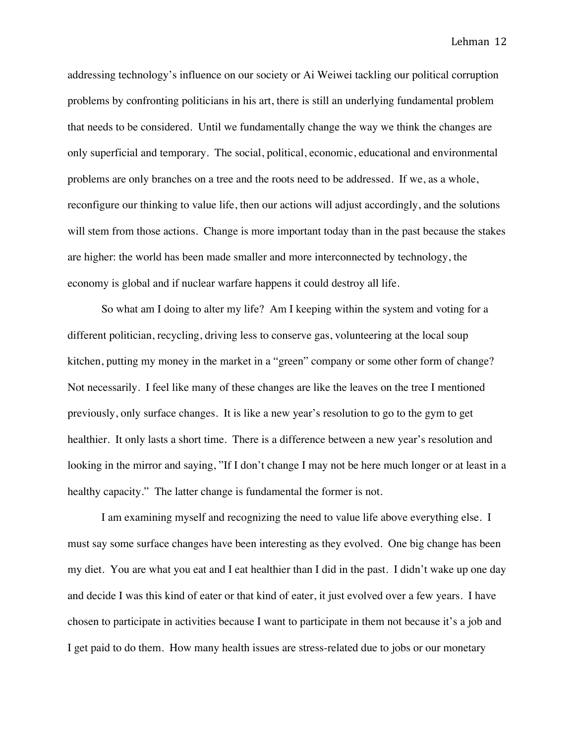addressing technology's influence on our society or Ai Weiwei tackling our political corruption problems by confronting politicians in his art, there is still an underlying fundamental problem that needs to be considered.  Until we fundamentally change the way we think the changes are only superficial and temporary.  The social, political, economic, educational and environmental problems are only branches on a tree and the roots need to be addressed.  If we, as a whole, reconfigure our thinking to value life, then our actions will adjust accordingly, and the solutions will stem from those actions.  Change is more important today than in the past because the stakes are higher: the world has been made smaller and more interconnected by technology, the economy is global and if nuclear warfare happens it could destroy all life.

So what am I doing to alter my life?  Am I keeping within the system and voting for a different politician, recycling, driving less to conserve gas, volunteering at the local soup kitchen, putting my money in the market in a "green" company or some other form of change?  Not necessarily.  I feel like many of these changes are like the leaves on the tree I mentioned previously, only surface changes.  It is like a new year's resolution to go to the gym to get healthier.  It only lasts a short time.  There is a difference between a new year's resolution and looking in the mirror and saying, "If I don't change I may not be here much longer or at least in a healthy capacity."  The latter change is fundamental the former is not.

I am examining myself and recognizing the need to value life above everything else.  I must say some surface changes have been interesting as they evolved.  One big change has been my diet.  You are what you eat and I eat healthier than I did in the past.  I didn't wake up one day and decide I was this kind of eater or that kind of eater, it just evolved over a few years.  I have chosen to participate in activities because I want to participate in them not because it's a job and I get paid to do them.  How many health issues are stress-related due to jobs or our monetary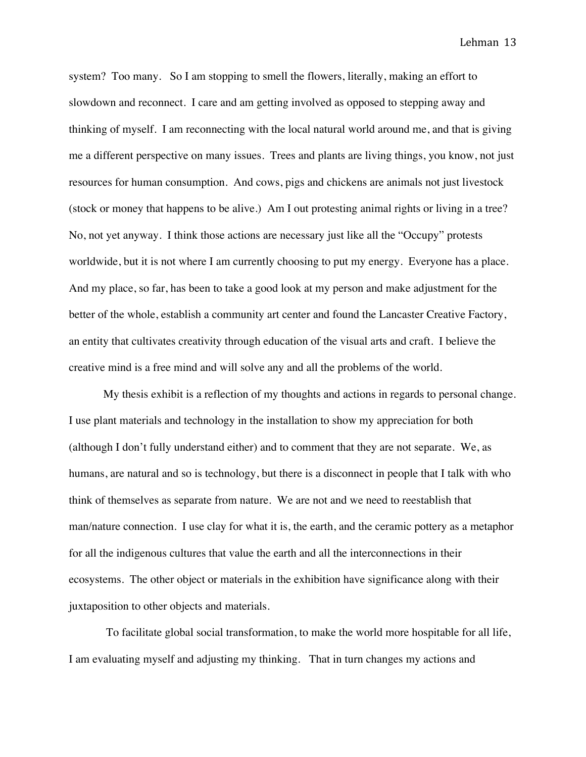system? Too many. So I am stopping to smell the flowers, literally, making an effort to slowdown and reconnect. I care and am getting involved as opposed to stepping away and thinking of myself. I am reconnecting with the local natural world around me, and that is giving me a different perspective on many issues. Trees and plants are living things, you know, not just resources for human consumption. And cows, pigs and chickens are animals not just livestock (stock or money that happens to be alive.) Am I out protesting animal rights or living in a tree? No, not yet anyway. I think those actions are necessary just like all the "Occupy" protests worldwide, but it is not where I am currently choosing to put my energy. Everyone has a place. And my place, so far, has been to take a good look at my person and make adjustment for the better of the whole, establish a community art center and found the Lancaster Creative Factory, an entity that cultivates creativity through education of the visual arts and craft. I believe the creative mind is a free mind and will solve any and all the problems of the world.

My thesis exhibit is a reflection of my thoughts and actions in regards to personal change. I use plant materials and technology in the installation to show my appreciation for both (although I don't fully understand either) and to comment that they are not separate. We, as humans, are natural and so is technology, but there is a disconnect in people that I talk with who think of themselves as separate from nature. We are not and we need to reestablish that man/nature connection. I use clay for what it is, the earth, and the ceramic pottery as a metaphor for all the indigenous cultures that value the earth and all the interconnections in their ecosystems. The other object or materials in the exhibition have significance along with their juxtaposition to other objects and materials.

To facilitate global social transformation, to make the world more hospitable for all life, I am evaluating myself and adjusting my thinking. That in turn changes my actions and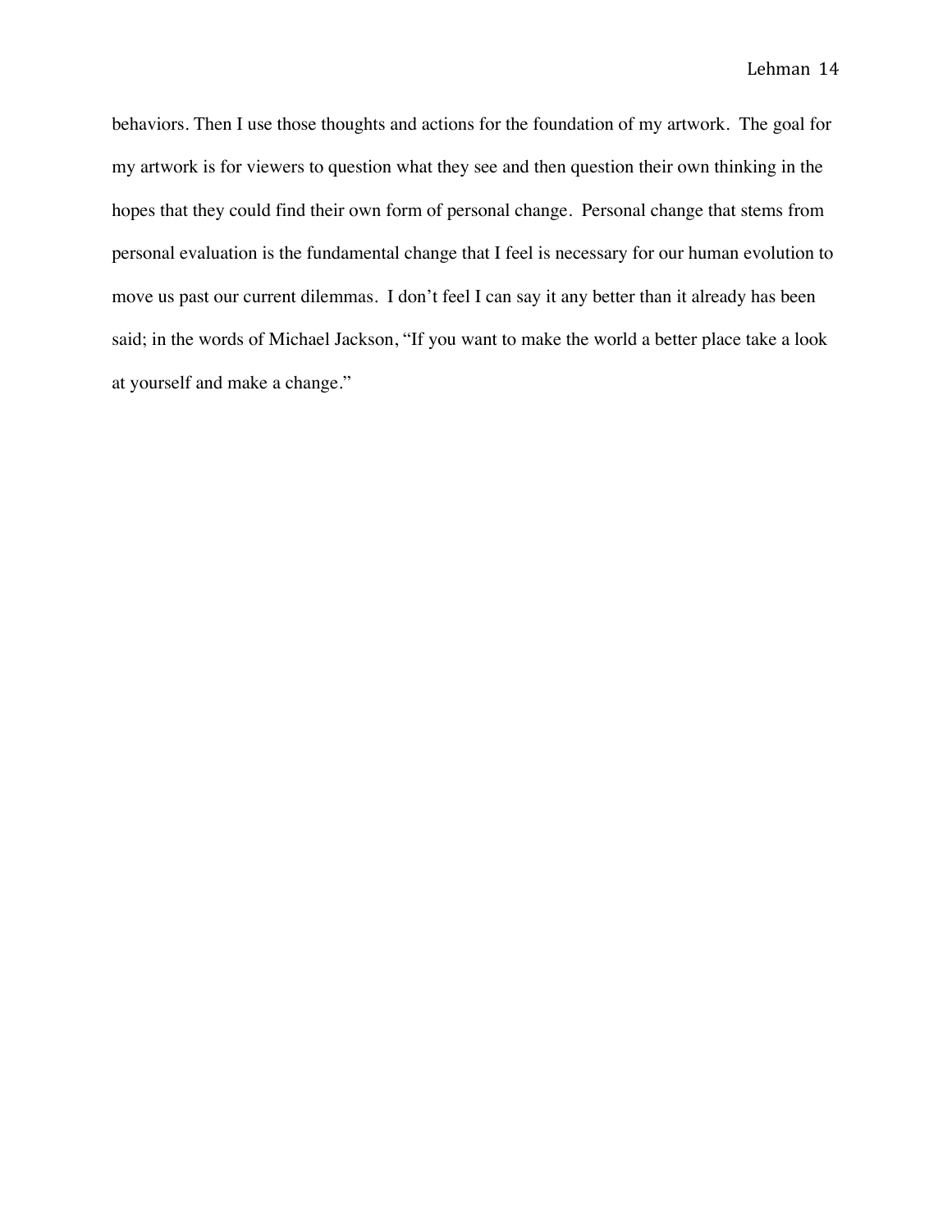behaviors. Then I use those thoughts and actions for the foundation of my artwork. The goal for my artwork is for viewers to question what they see and then question their own thinking in the hopes that they could find their own form of personal change. Personal change that stems from personal evaluation is the fundamental change that I feel is necessary for our human evolution to move us past our current dilemmas. I don't feel I can say it any better than it already has been said; in the words of Michael Jackson, "If you want to make the world a better place take a look at yourself and make a change."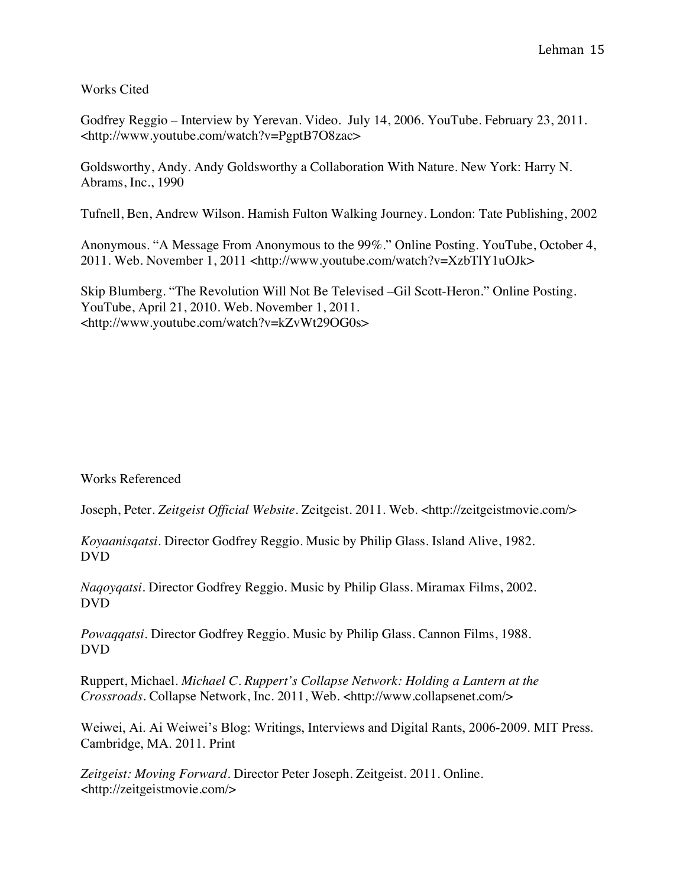## Works Cited

Godfrey Reggio – Interview by Yerevan. Video. July 14, 2006. YouTube. February 23, 2011. <http://www.youtube.com/watch?v=PgptB7O8zac>

Goldsworthy, Andy. Andy Goldsworthy a Collaboration With Nature. New York: Harry N. Abrams, Inc., 1990

Tufnell, Ben, Andrew Wilson. Hamish Fulton Walking Journey. London: Tate Publishing, 2002

Anonymous. "A Message From Anonymous to the 99%." Online Posting. YouTube, October 4, 2011. Web. November 1, 2011 <http://www.youtube.com/watch?v=XzbTlY1uOJk>

Skip Blumberg. "The Revolution Will Not Be Televised –Gil Scott-Heron." Online Posting. YouTube, April 21, 2010. Web. November 1, 2011. <http://www.youtube.com/watch?v=kZvWt29OG0s>

## Works Referenced

Joseph, Peter. *Zeitgeist Official Website*. Zeitgeist. 2011. Web. <http://zeitgeistmovie.com/>

*Koyaanisqatsi*. Director Godfrey Reggio. Music by Philip Glass. Island Alive, 1982. DVD

*Naqoyqatsi*. Director Godfrey Reggio. Music by Philip Glass. Miramax Films, 2002. DVD

*Powaqqatsi*. Director Godfrey Reggio. Music by Philip Glass. Cannon Films, 1988. DVD

Ruppert, Michael. *Michael C. Ruppert's Collapse Network: Holding a Lantern at the Crossroads*. Collapse Network, Inc. 2011, Web. <http://www.collapsenet.com/>

Weiwei, Ai. Ai Weiwei's Blog: Writings, Interviews and Digital Rants, 2006-2009. MIT Press. Cambridge, MA. 2011. Print

*Zeitgeist: Moving Forward*. Director Peter Joseph. Zeitgeist. 2011. Online. <http://zeitgeistmovie.com/>